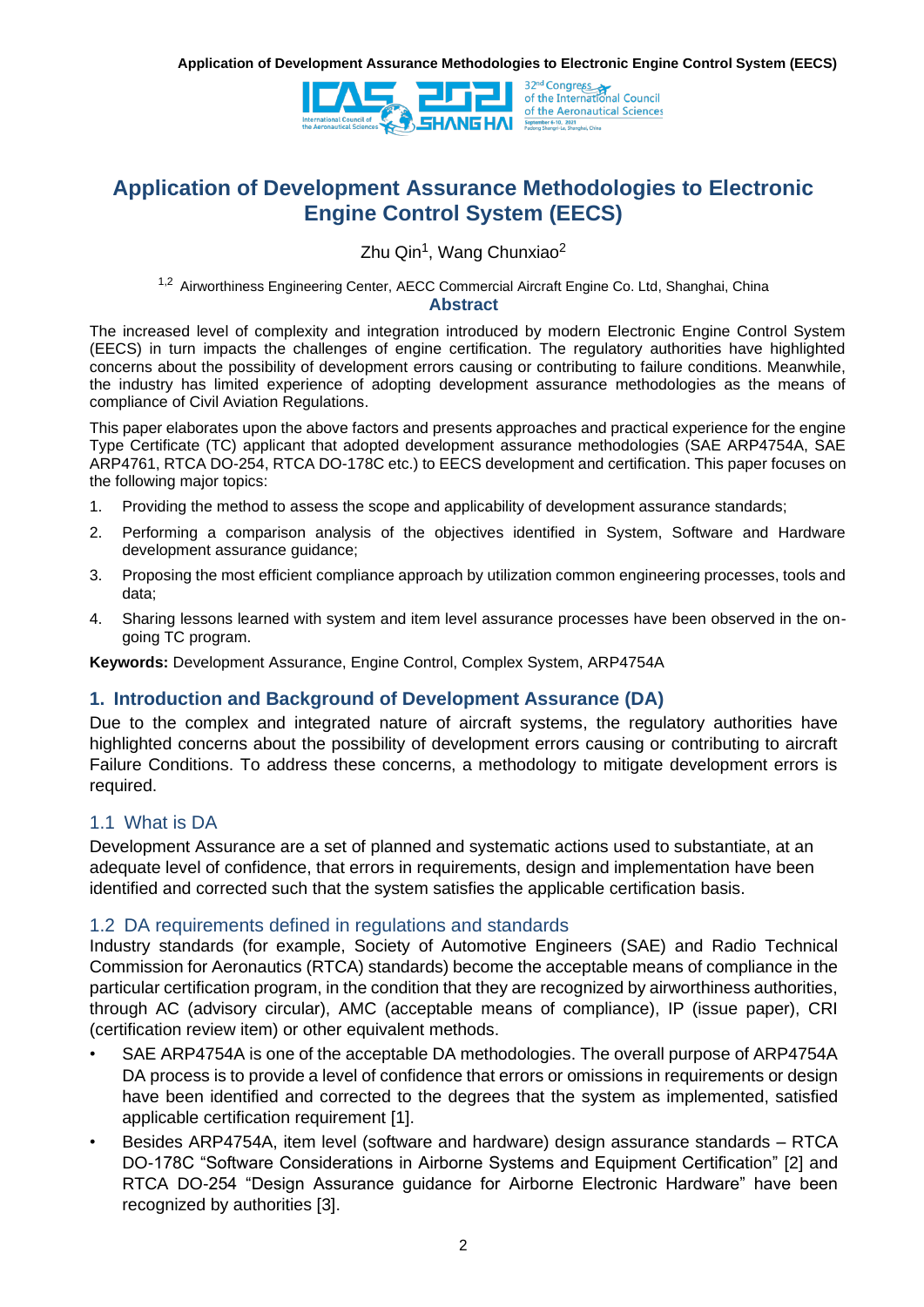# Application of Development Assurance Methodologies to Electronic Engine Control System (EECS)

Zhu Qin[1], Wang Chunxiao[2]

[1,2] Airworthiness Engineering Center, AECC Commercial Aircraft Engine Co. Ltd, Shanghai, China

## Abstract

The increased level of complexity and integration introduced by modern Electronic Engine Control System (EECS) in turn impacts the challenges of engine certification. The regulatory authorities have highlighted concerns about the possibility of development errors causing or contributing to failure conditions. Meanwhile, the industry has limited experience of adopting development assurance methodologies as the means of compliance of Civil Aviation Regulations.

This paper elaborates upon the above factors and presents approaches and practical experience for the engine Type Certificate (TC) applicant that adopted development assurance methodologies (SAE ARP4754A, SAE ARP4761, RTCA DO-254, RTCA DO-178C etc.) to EECS development and certification. This paper focuses on the following major topics:

1. Providing the method to assess the scope and applicability of development assurance standards;
2. Performing a comparison analysis of the objectives identified in System, Software and Hardware development assurance guidance;
3. Proposing the most efficient compliance approach by utilization common engineering processes, tools and data;
4. Sharing lessons learned with system and item level assurance processes have been observed in the on-going TC program.

**Keywords:** Development Assurance, Engine Control, Complex System, ARP4754A

## 1. Introduction and Background of Development Assurance (DA)

Due to the complex and integrated nature of aircraft systems, the regulatory authorities have highlighted concerns about the possibility of development errors causing or contributing to aircraft Failure Conditions. To address these concerns, a methodology to mitigate development errors is required.

### 1.1 What is DA

Development Assurance are a set of planned and systematic actions used to substantiate, at an adequate level of confidence, that errors in requirements, design and implementation have been identified and corrected such that the system satisfies the applicable certification basis.

### 1.2 DA requirements defined in regulations and standards

Industry standards (for example, Society of Automotive Engineers (SAE) and Radio Technical Commission for Aeronautics (RTCA) standards) become the acceptable means of compliance in the particular certification program, in the condition that they are recognized by airworthiness authorities, through AC (advisory circular), AMC (acceptable means of compliance), IP (issue paper), CRI (certification review item) or other equivalent methods.

- SAE ARP4754A is one of the acceptable DA methodologies. The overall purpose of ARP4754A DA process is to provide a level of confidence that errors or omissions in requirements or design have been identified and corrected to the degrees that the system as implemented, satisfied applicable certification requirement [1].
- Besides ARP4754A, item level (software and hardware) design assurance standards – RTCA DO-178C "Software Considerations in Airborne Systems and Equipment Certification" [2] and RTCA DO-254 "Design Assurance guidance for Airborne Electronic Hardware" have been recognized by authorities [3].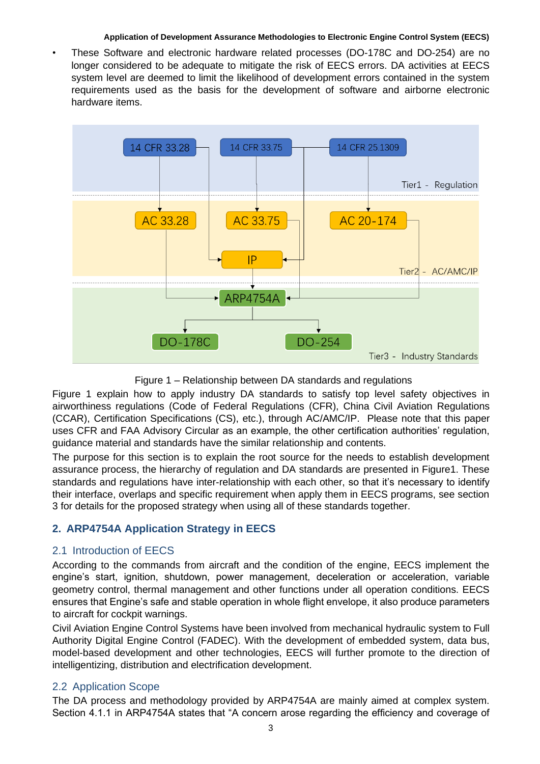- These Software and electronic hardware related processes (DO-178C and DO-254) are no longer considered to be adequate to mitigate the risk of EECS errors. DA activities at EECS system level are deemed to limit the likelihood of development errors contained in the system requirements used as the basis for the development of software and airborne electronic hardware items.

Figure 1 – Relationship between DA standards and regulations

Figure 1 explain how to apply industry DA standards to satisfy top level safety objectives in airworthiness regulations (Code of Federal Regulations (CFR), China Civil Aviation Regulations (CCAR), Certification Specifications (CS), etc.), through AC/AMC/IP. Please note that this paper uses CFR and FAA Advisory Circular as an example, the other certification authorities' regulation, guidance material and standards have the similar relationship and contents.

The purpose for this section is to explain the root source for the needs to establish development assurance process, the hierarchy of regulation and DA standards are presented in Figure1. These standards and regulations have inter-relationship with each other, so that it's necessary to identify their interface, overlaps and specific requirement when apply them in EECS programs, see section 3 for details for the proposed strategy when using all of these standards together.

## 2. ARP4754A Application Strategy in EECS

### 2.1 Introduction of EECS

According to the commands from aircraft and the condition of the engine, EECS implement the engine's start, ignition, shutdown, power management, deceleration or acceleration, variable geometry control, thermal management and other functions under all operation conditions. EECS ensures that Engine's safe and stable operation in whole flight envelope, it also produce parameters to aircraft for cockpit warnings.

Civil Aviation Engine Control Systems have been involved from mechanical hydraulic system to Full Authority Digital Engine Control (FADEC). With the development of embedded system, data bus, model-based development and other technologies, EECS will further promote to the direction of intelligentizing, distribution and electrification development.

### 2.2 Application Scope

The DA process and methodology provided by ARP4754A are mainly aimed at complex system. Section 4.1.1 in ARP4754A states that "A concern arose regarding the efficiency and coverage of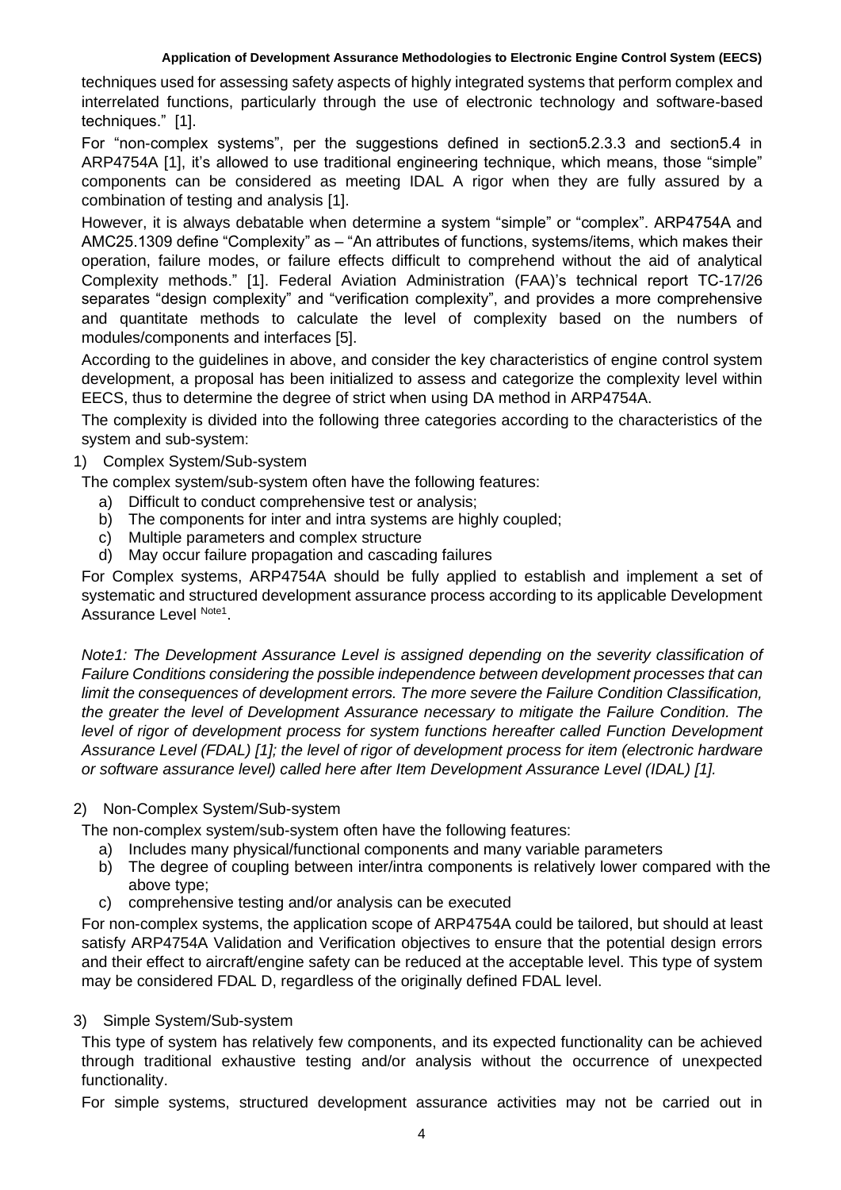techniques used for assessing safety aspects of highly integrated systems that perform complex and interrelated functions, particularly through the use of electronic technology and software-based techniques." [1].

For "non-complex systems", per the suggestions defined in section5.2.3.3 and section5.4 in ARP4754A [1], it's allowed to use traditional engineering technique, which means, those "simple" components can be considered as meeting IDAL A rigor when they are fully assured by a combination of testing and analysis [1].

However, it is always debatable when determine a system "simple" or "complex". ARP4754A and AMC25.1309 define "Complexity" as – "An attributes of functions, systems/items, which makes their operation, failure modes, or failure effects difficult to comprehend without the aid of analytical Complexity methods." [1]. Federal Aviation Administration (FAA)'s technical report TC-17/26 separates "design complexity" and "verification complexity", and provides a more comprehensive and quantitate methods to calculate the level of complexity based on the numbers of modules/components and interfaces [5].

According to the guidelines in above, and consider the key characteristics of engine control system development, a proposal has been initialized to assess and categorize the complexity level within EECS, thus to determine the degree of strict when using DA method in ARP4754A.

The complexity is divided into the following three categories according to the characteristics of the system and sub-system:

1) Complex System/Sub-system

The complex system/sub-system often have the following features:

a) Difficult to conduct comprehensive test or analysis;
b) The components for inter and intra systems are highly coupled;
c) Multiple parameters and complex structure
d) May occur failure propagation and cascading failures

For Complex systems, ARP4754A should be fully applied to establish and implement a set of systematic and structured development assurance process according to its applicable Development Assurance Level [Note1].

*Note1: The Development Assurance Level is assigned depending on the severity classification of Failure Conditions considering the possible independence between development processes that can limit the consequences of development errors. The more severe the Failure Condition Classification, the greater the level of Development Assurance necessary to mitigate the Failure Condition. The level of rigor of development process for system functions hereafter called Function Development Assurance Level (FDAL) [1]; the level of rigor of development process for item (electronic hardware or software assurance level) called here after Item Development Assurance Level (IDAL) [1].*

2) Non-Complex System/Sub-system

The non-complex system/sub-system often have the following features:

a) Includes many physical/functional components and many variable parameters
b) The degree of coupling between inter/intra components is relatively lower compared with the above type;
c) comprehensive testing and/or analysis can be executed

For non-complex systems, the application scope of ARP4754A could be tailored, but should at least satisfy ARP4754A Validation and Verification objectives to ensure that the potential design errors and their effect to aircraft/engine safety can be reduced at the acceptable level. This type of system may be considered FDAL D, regardless of the originally defined FDAL level.

3) Simple System/Sub-system

This type of system has relatively few components, and its expected functionality can be achieved through traditional exhaustive testing and/or analysis without the occurrence of unexpected functionality.

For simple systems, structured development assurance activities may not be carried out in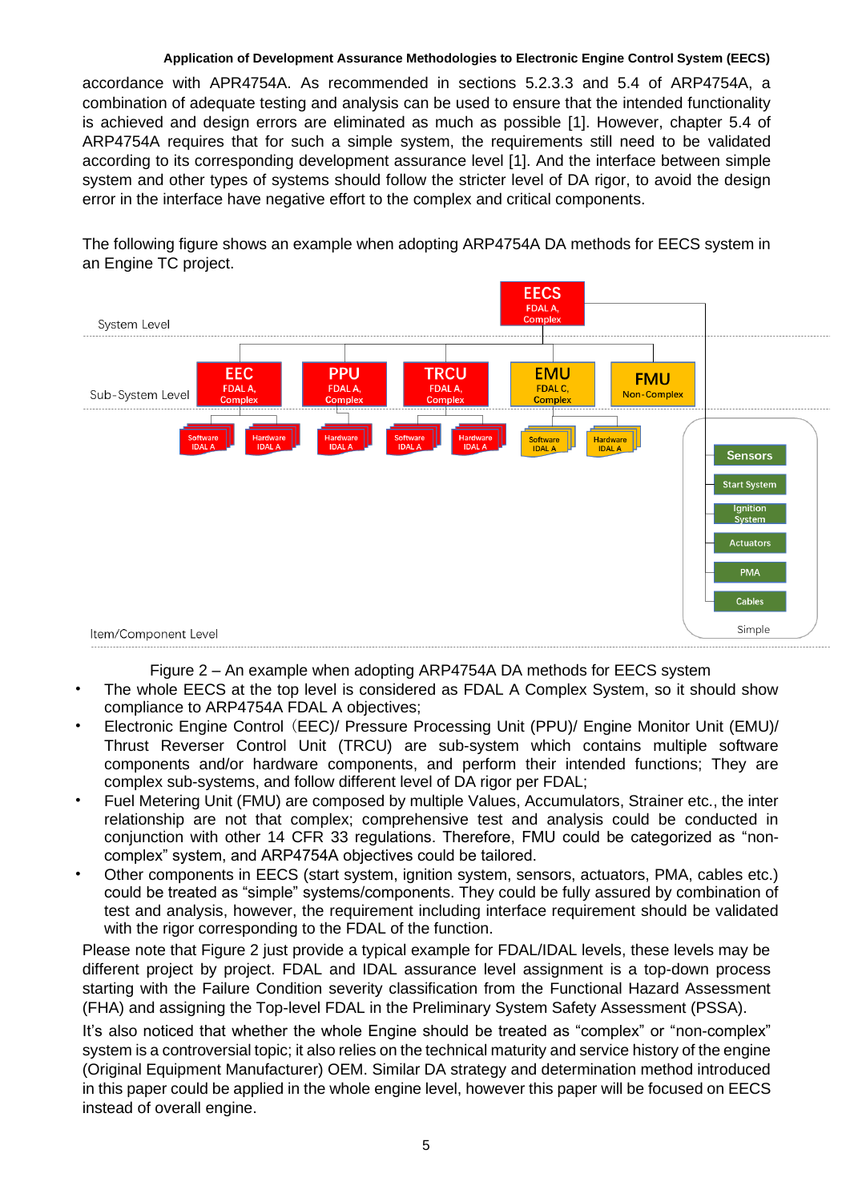accordance with APR4754A. As recommended in sections 5.2.3.3 and 5.4 of ARP4754A, a combination of adequate testing and analysis can be used to ensure that the intended functionality is achieved and design errors are eliminated as much as possible [1]. However, chapter 5.4 of ARP4754A requires that for such a simple system, the requirements still need to be validated according to its corresponding development assurance level [1]. And the interface between simple system and other types of systems should follow the stricter level of DA rigor, to avoid the design error in the interface have negative effort to the complex and critical components.

The following figure shows an example when adopting ARP4754A DA methods for EECS system in an Engine TC project.

Figure 2 – An example when adopting ARP4754A DA methods for EECS system

- The whole EECS at the top level is considered as FDAL A Complex System, so it should show compliance to ARP4754A FDAL A objectives;
- Electronic Engine Control（EEC)/ Pressure Processing Unit (PPU)/ Engine Monitor Unit (EMU)/ Thrust Reverser Control Unit (TRCU) are sub-system which contains multiple software components and/or hardware components, and perform their intended functions; They are complex sub-systems, and follow different level of DA rigor per FDAL;
- Fuel Metering Unit (FMU) are composed by multiple Values, Accumulators, Strainer etc., the inter relationship are not that complex; comprehensive test and analysis could be conducted in conjunction with other 14 CFR 33 regulations. Therefore, FMU could be categorized as “non-complex” system, and ARP4754A objectives could be tailored.
- Other components in EECS (start system, ignition system, sensors, actuators, PMA, cables etc.) could be treated as “simple” systems/components. They could be fully assured by combination of test and analysis, however, the requirement including interface requirement should be validated with the rigor corresponding to the FDAL of the function.

Please note that Figure 2 just provide a typical example for FDAL/IDAL levels, these levels may be different project by project. FDAL and IDAL assurance level assignment is a top-down process starting with the Failure Condition severity classification from the Functional Hazard Assessment (FHA) and assigning the Top-level FDAL in the Preliminary System Safety Assessment (PSSA).

It’s also noticed that whether the whole Engine should be treated as “complex” or “non-complex” system is a controversial topic; it also relies on the technical maturity and service history of the engine (Original Equipment Manufacturer) OEM. Similar DA strategy and determination method introduced in this paper could be applied in the whole engine level, however this paper will be focused on EECS instead of overall engine.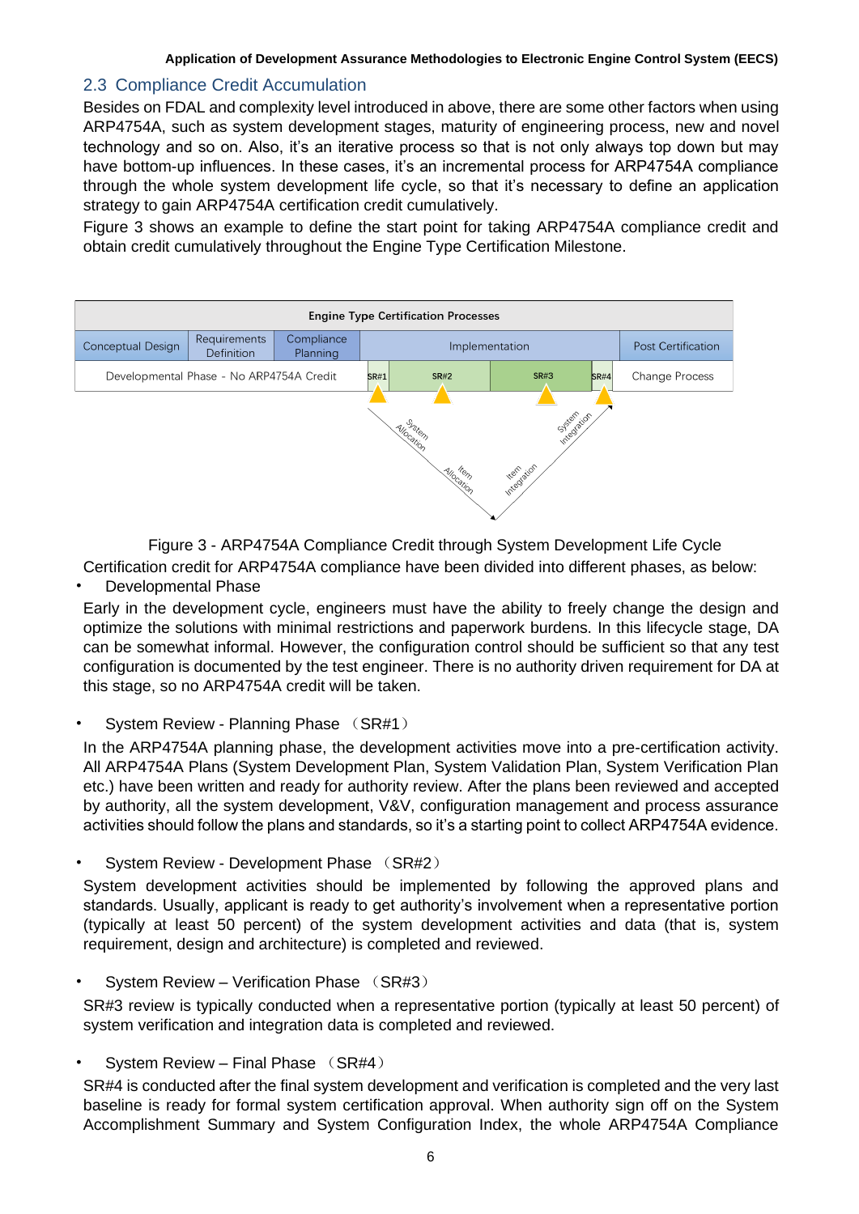## 2.3 Compliance Credit Accumulation

Besides on FDAL and complexity level introduced in above, there are some other factors when using ARP4754A, such as system development stages, maturity of engineering process, new and novel technology and so on. Also, it's an iterative process so that is not only always top down but may have bottom-up influences. In these cases, it's an incremental process for ARP4754A compliance through the whole system development life cycle, so that it's necessary to define an application strategy to gain ARP4754A certification credit cumulatively.

Figure 3 shows an example to define the start point for taking ARP4754A compliance credit and obtain credit cumulatively throughout the Engine Type Certification Milestone.

| Engine Type Certification Processes | | | | | | | |
|---|---|---|---|---|---|---|---|
| Conceptual Design | Requirements Definition | Compliance Planning | Implementation | | | | Post Certification |
| Developmental Phase - No ARP4754A Credit | | | SR#1 | SR#2 | SR#3 | SR#4 | Change Process |

System Allocation → Item Allocation → Item Integration → System Integration

Figure 3 - ARP4754A Compliance Credit through System Development Life Cycle

Certification credit for ARP4754A compliance have been divided into different phases, as below:

- Developmental Phase

Early in the development cycle, engineers must have the ability to freely change the design and optimize the solutions with minimal restrictions and paperwork burdens. In this lifecycle stage, DA can be somewhat informal. However, the configuration control should be sufficient so that any test configuration is documented by the test engineer. There is no authority driven requirement for DA at this stage, so no ARP4754A credit will be taken.

- System Review - Planning Phase （SR#1）

In the ARP4754A planning phase, the development activities move into a pre-certification activity. All ARP4754A Plans (System Development Plan, System Validation Plan, System Verification Plan etc.) have been written and ready for authority review. After the plans been reviewed and accepted by authority, all the system development, V&V, configuration management and process assurance activities should follow the plans and standards, so it's a starting point to collect ARP4754A evidence.

- System Review - Development Phase （SR#2）

System development activities should be implemented by following the approved plans and standards. Usually, applicant is ready to get authority's involvement when a representative portion (typically at least 50 percent) of the system development activities and data (that is, system requirement, design and architecture) is completed and reviewed.

- System Review – Verification Phase （SR#3）

SR#3 review is typically conducted when a representative portion (typically at least 50 percent) of system verification and integration data is completed and reviewed.

- System Review – Final Phase （SR#4）

SR#4 is conducted after the final system development and verification is completed and the very last baseline is ready for formal system certification approval. When authority sign off on the System Accomplishment Summary and System Configuration Index, the whole ARP4754A Compliance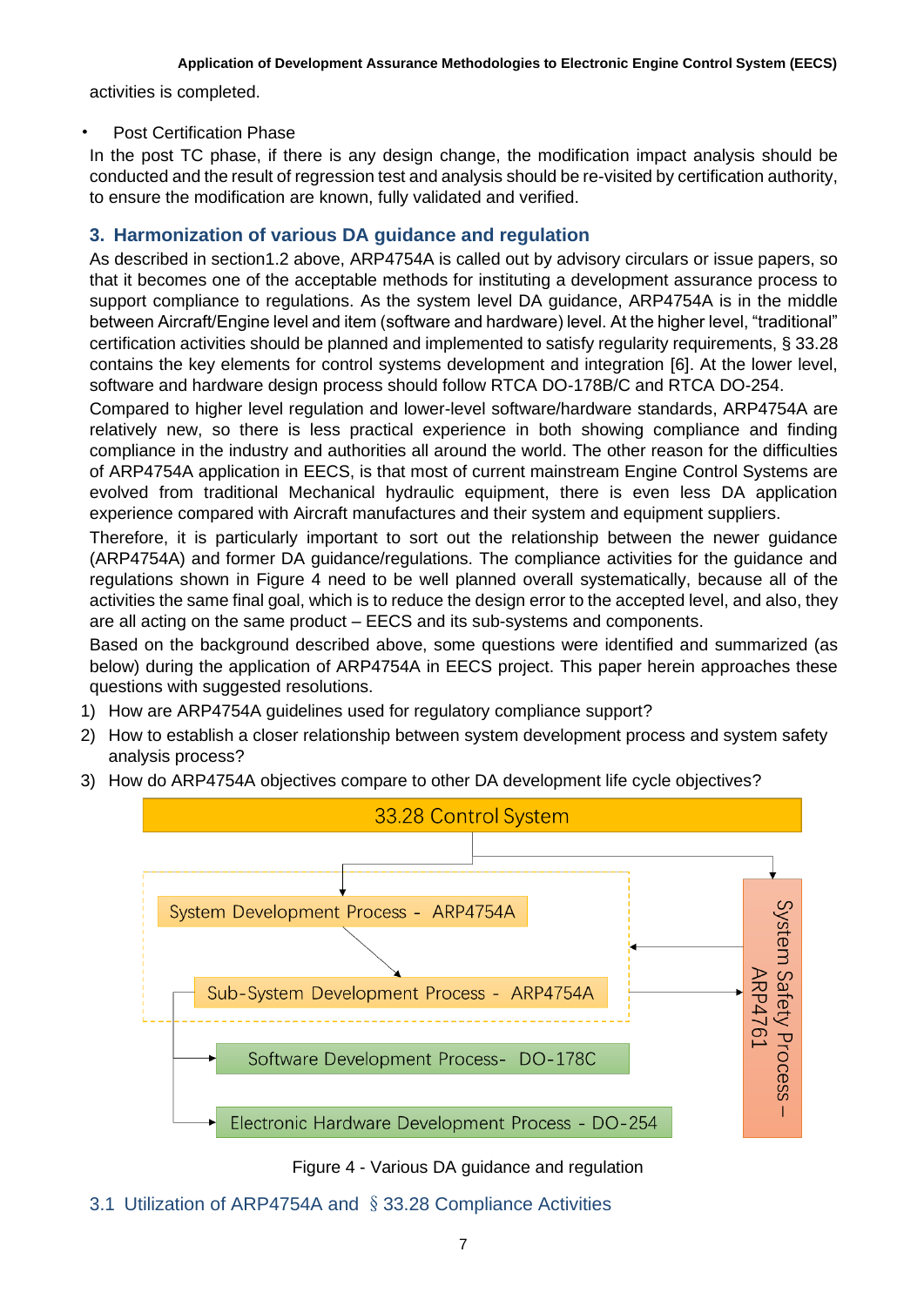activities is completed.

- Post Certification Phase

In the post TC phase, if there is any design change, the modification impact analysis should be conducted and the result of regression test and analysis should be re-visited by certification authority, to ensure the modification are known, fully validated and verified.

## 3. Harmonization of various DA guidance and regulation

As described in section1.2 above, ARP4754A is called out by advisory circulars or issue papers, so that it becomes one of the acceptable methods for instituting a development assurance process to support compliance to regulations. As the system level DA guidance, ARP4754A is in the middle between Aircraft/Engine level and item (software and hardware) level. At the higher level, "traditional" certification activities should be planned and implemented to satisfy regularity requirements, § 33.28 contains the key elements for control systems development and integration [6]. At the lower level, software and hardware design process should follow RTCA DO-178B/C and RTCA DO-254.

Compared to higher level regulation and lower-level software/hardware standards, ARP4754A are relatively new, so there is less practical experience in both showing compliance and finding compliance in the industry and authorities all around the world. The other reason for the difficulties of ARP4754A application in EECS, is that most of current mainstream Engine Control Systems are evolved from traditional Mechanical hydraulic equipment, there is even less DA application experience compared with Aircraft manufactures and their system and equipment suppliers.

Therefore, it is particularly important to sort out the relationship between the newer guidance (ARP4754A) and former DA guidance/regulations. The compliance activities for the guidance and regulations shown in Figure 4 need to be well planned overall systematically, because all of the activities the same final goal, which is to reduce the design error to the accepted level, and also, they are all acting on the same product – EECS and its sub-systems and components.

Based on the background described above, some questions were identified and summarized (as below) during the application of ARP4754A in EECS project. This paper herein approaches these questions with suggested resolutions.

1) How are ARP4754A guidelines used for regulatory compliance support?
2) How to establish a closer relationship between system development process and system safety analysis process?
3) How do ARP4754A objectives compare to other DA development life cycle objectives?

33.28 Control System

System Development Process - ARP4754A

Sub-System Development Process - ARP4754A

Software Development Process- DO-178C

Electronic Hardware Development Process - DO-254

System Safety Process – ARP4761

Figure 4 - Various DA guidance and regulation

### 3.1 Utilization of ARP4754A and § 33.28 Compliance Activities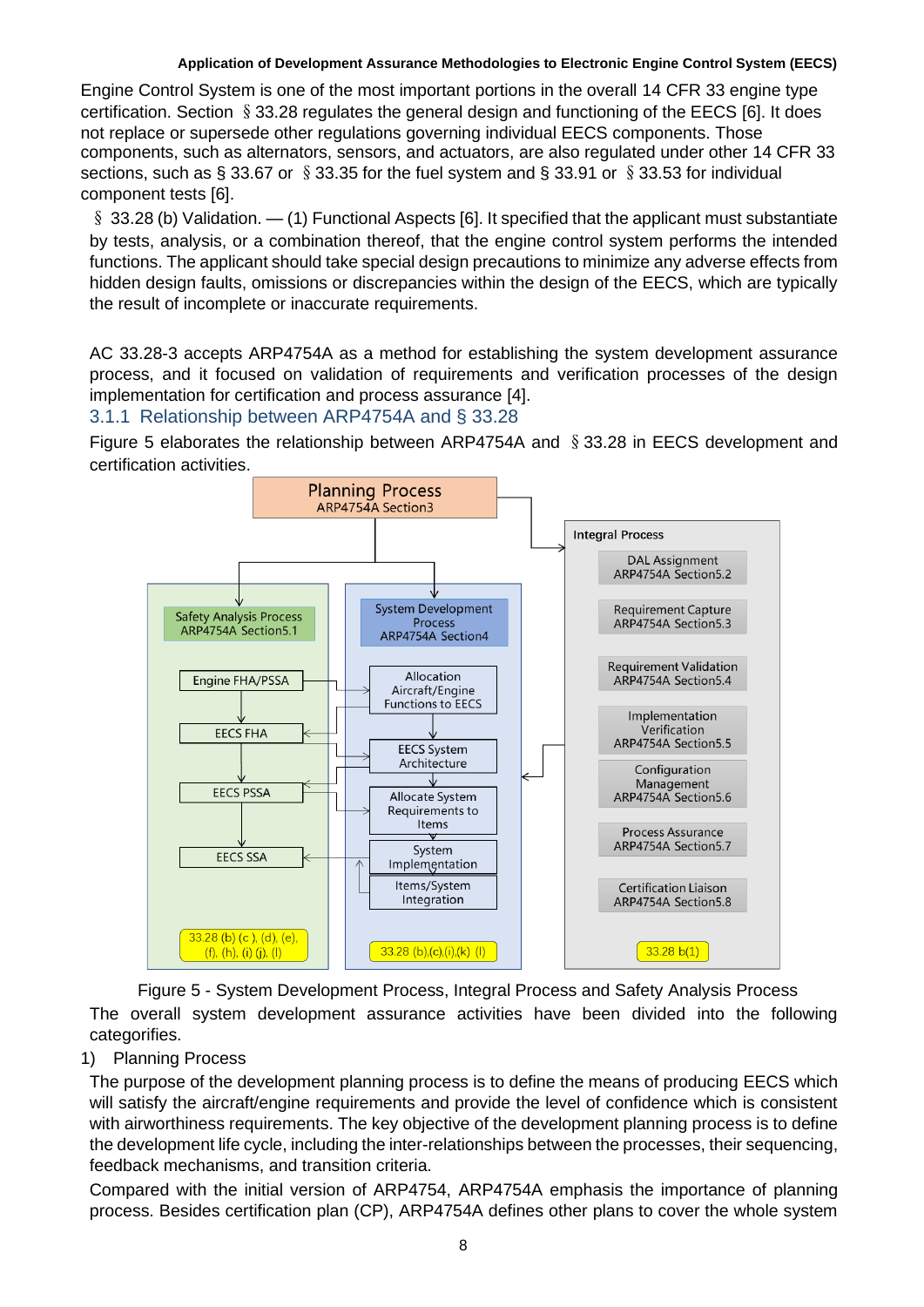Engine Control System is one of the most important portions in the overall 14 CFR 33 engine type certification. Section § 33.28 regulates the general design and functioning of the EECS [6]. It does not replace or supersede other regulations governing individual EECS components. Those components, such as alternators, sensors, and actuators, are also regulated under other 14 CFR 33 sections, such as § 33.67 or § 33.35 for the fuel system and § 33.91 or § 33.53 for individual component tests [6].

§ 33.28 (b) Validation. — (1) Functional Aspects [6]. It specified that the applicant must substantiate by tests, analysis, or a combination thereof, that the engine control system performs the intended functions. The applicant should take special design precautions to minimize any adverse effects from hidden design faults, omissions or discrepancies within the design of the EECS, which are typically the result of incomplete or inaccurate requirements.

AC 33.28-3 accepts ARP4754A as a method for establishing the system development assurance process, and it focused on validation of requirements and verification processes of the design implementation for certification and process assurance [4].

### 3.1.1 Relationship between ARP4754A and § 33.28

Figure 5 elaborates the relationship between ARP4754A and § 33.28 in EECS development and certification activities.

Figure 5 - System Development Process, Integral Process and Safety Analysis Process

The overall system development assurance activities have been divided into the following categories.

1) Planning Process

The purpose of the development planning process is to define the means of producing EECS which will satisfy the aircraft/engine requirements and provide the level of confidence which is consistent with airworthiness requirements. The key objective of the development planning process is to define the development life cycle, including the inter-relationships between the processes, their sequencing, feedback mechanisms, and transition criteria.

Compared with the initial version of ARP4754, ARP4754A emphasis the importance of planning process. Besides certification plan (CP), ARP4754A defines other plans to cover the whole system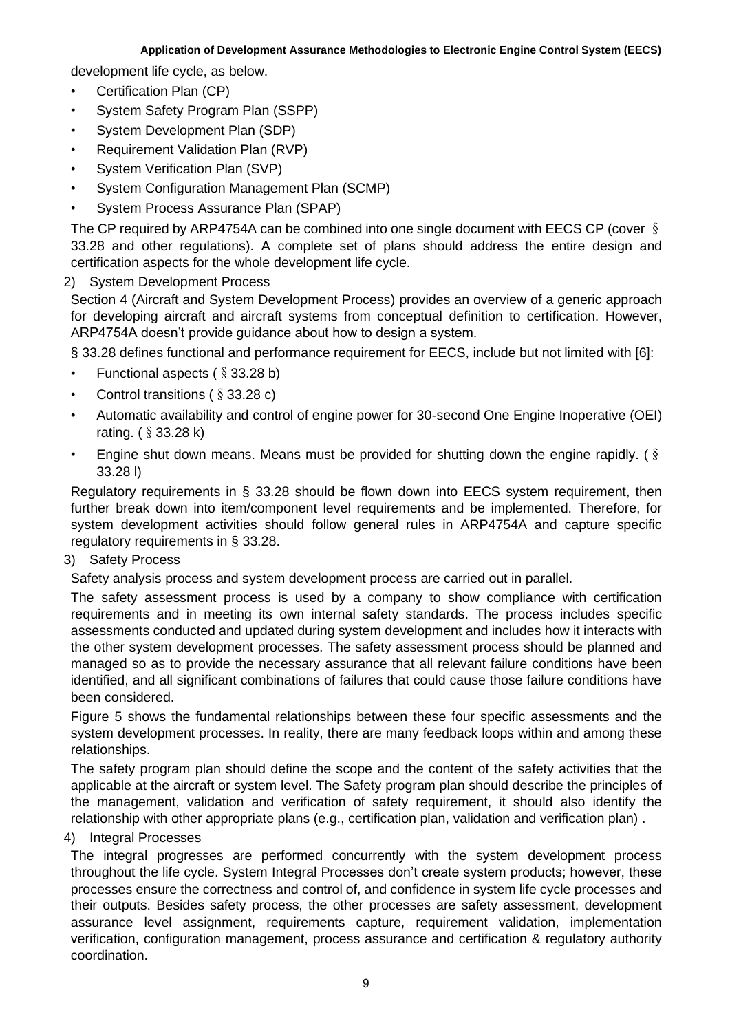development life cycle, as below.

- Certification Plan (CP)
- System Safety Program Plan (SSPP)
- System Development Plan (SDP)
- Requirement Validation Plan (RVP)
- System Verification Plan (SVP)
- System Configuration Management Plan (SCMP)
- System Process Assurance Plan (SPAP)

The CP required by ARP4754A can be combined into one single document with EECS CP (cover § 33.28 and other regulations). A complete set of plans should address the entire design and certification aspects for the whole development life cycle.

2) System Development Process

Section 4 (Aircraft and System Development Process) provides an overview of a generic approach for developing aircraft and aircraft systems from conceptual definition to certification. However, ARP4754A doesn't provide guidance about how to design a system.

§ 33.28 defines functional and performance requirement for EECS, include but not limited with [6]:

- Functional aspects ( § 33.28 b)
- Control transitions ( § 33.28 c)
- Automatic availability and control of engine power for 30-second One Engine Inoperative (OEI) rating. ( § 33.28 k)
- Engine shut down means. Means must be provided for shutting down the engine rapidly. ( § 33.28 l)

Regulatory requirements in § 33.28 should be flown down into EECS system requirement, then further break down into item/component level requirements and be implemented. Therefore, for system development activities should follow general rules in ARP4754A and capture specific regulatory requirements in § 33.28.

3) Safety Process

Safety analysis process and system development process are carried out in parallel.

The safety assessment process is used by a company to show compliance with certification requirements and in meeting its own internal safety standards. The process includes specific assessments conducted and updated during system development and includes how it interacts with the other system development processes. The safety assessment process should be planned and managed so as to provide the necessary assurance that all relevant failure conditions have been identified, and all significant combinations of failures that could cause those failure conditions have been considered.

Figure 5 shows the fundamental relationships between these four specific assessments and the system development processes. In reality, there are many feedback loops within and among these relationships.

The safety program plan should define the scope and the content of the safety activities that the applicable at the aircraft or system level. The Safety program plan should describe the principles of the management, validation and verification of safety requirement, it should also identify the relationship with other appropriate plans (e.g., certification plan, validation and verification plan) .

4) Integral Processes

The integral progresses are performed concurrently with the system development process throughout the life cycle. System Integral Processes don't create system products; however, these processes ensure the correctness and control of, and confidence in system life cycle processes and their outputs. Besides safety process, the other processes are safety assessment, development assurance level assignment, requirements capture, requirement validation, implementation verification, configuration management, process assurance and certification & regulatory authority coordination.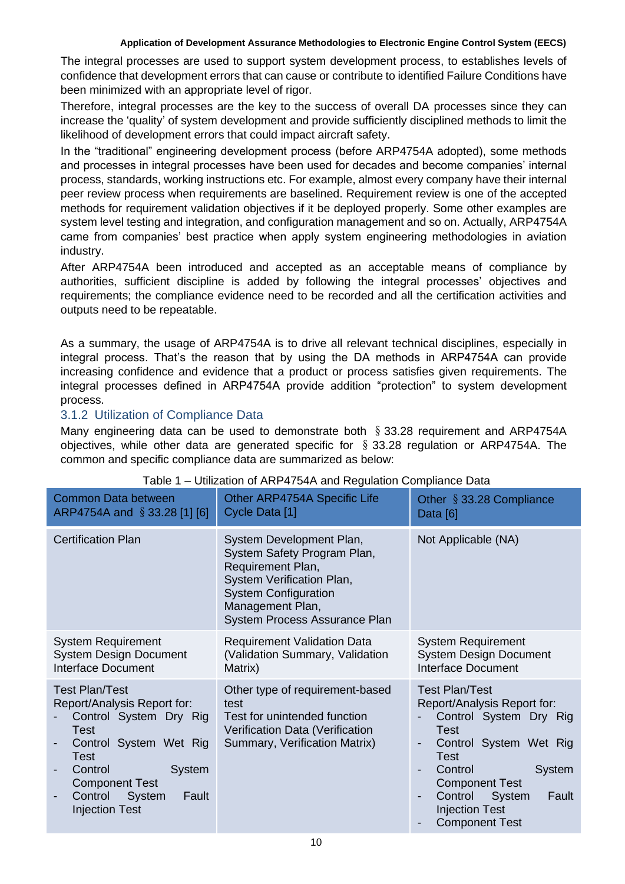The integral processes are used to support system development process, to establishes levels of confidence that development errors that can cause or contribute to identified Failure Conditions have been minimized with an appropriate level of rigor.

Therefore, integral processes are the key to the success of overall DA processes since they can increase the 'quality' of system development and provide sufficiently disciplined methods to limit the likelihood of development errors that could impact aircraft safety.

In the "traditional" engineering development process (before ARP4754A adopted), some methods and processes in integral processes have been used for decades and become companies' internal process, standards, working instructions etc. For example, almost every company have their internal peer review process when requirements are baselined. Requirement review is one of the accepted methods for requirement validation objectives if it be deployed properly. Some other examples are system level testing and integration, and configuration management and so on. Actually, ARP4754A came from companies' best practice when apply system engineering methodologies in aviation industry.

After ARP4754A been introduced and accepted as an acceptable means of compliance by authorities, sufficient discipline is added by following the integral processes' objectives and requirements; the compliance evidence need to be recorded and all the certification activities and outputs need to be repeatable.

As a summary, the usage of ARP4754A is to drive all relevant technical disciplines, especially in integral process. That's the reason that by using the DA methods in ARP4754A can provide increasing confidence and evidence that a product or process satisfies given requirements. The integral processes defined in ARP4754A provide addition "protection" to system development process.

### 3.1.2 Utilization of Compliance Data

Many engineering data can be used to demonstrate both §33.28 requirement and ARP4754A objectives, while other data are generated specific for §33.28 regulation or ARP4754A. The common and specific compliance data are summarized as below:

Table 1 – Utilization of ARP4754A and Regulation Compliance Data

| Common Data between ARP4754A and §33.28 [1] [6] | Other ARP4754A Specific Life Cycle Data [1] | Other §33.28 Compliance Data [6] |
|---|---|---|
| Certification Plan | System Development Plan,<br>System Safety Program Plan,<br>Requirement Plan,<br>System Verification Plan,<br>System Configuration Management Plan,<br>System Process Assurance Plan | Not Applicable (NA) |
| System Requirement<br>System Design Document<br>Interface Document | Requirement Validation Data (Validation Summary, Validation Matrix) | System Requirement<br>System Design Document<br>Interface Document |
| Test Plan/Test Report/Analysis Report for:<br>- Control System Dry Rig Test<br>- Control System Wet Rig Test<br>- Control System Component Test<br>- Control System Fault Injection Test | Other type of requirement-based test<br>Test for unintended function<br>Verification Data (Verification Summary, Verification Matrix) | Test Plan/Test Report/Analysis Report for:<br>- Control System Dry Rig Test<br>- Control System Wet Rig Test<br>- Control System Component Test<br>- Control System Fault Injection Test<br>- Component Test |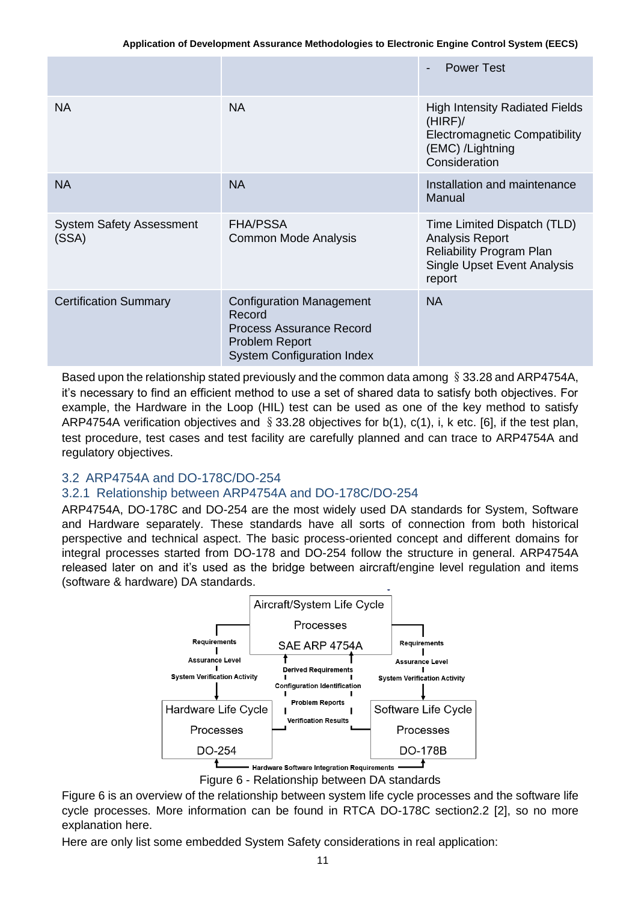| | | - Power Test |
|---|---|---|
| NA | NA | High Intensity Radiated Fields (HIRF)/<br>Electromagnetic Compatibility (EMC) /Lightning Consideration |
| NA | NA | Installation and maintenance Manual |
| System Safety Assessment (SSA) | FHA/PSSA<br>Common Mode Analysis | Time Limited Dispatch (TLD) Analysis Report<br>Reliability Program Plan<br>Single Upset Event Analysis report |
| Certification Summary | Configuration Management Record<br>Process Assurance Record<br>Problem Report<br>System Configuration Index | NA |

Based upon the relationship stated previously and the common data among §33.28 and ARP4754A, it's necessary to find an efficient method to use a set of shared data to satisfy both objectives. For example, the Hardware in the Loop (HIL) test can be used as one of the key method to satisfy ARP4754A verification objectives and §33.28 objectives for b(1), c(1), i, k etc. [6], if the test plan, test procedure, test cases and test facility are carefully planned and can trace to ARP4754A and regulatory objectives.

## 3.2 ARP4754A and DO-178C/DO-254

### 3.2.1 Relationship between ARP4754A and DO-178C/DO-254

ARP4754A, DO-178C and DO-254 are the most widely used DA standards for System, Software and Hardware separately. These standards have all sorts of connection from both historical perspective and technical aspect. The basic process-oriented concept and different domains for integral processes started from DO-178 and DO-254 follow the structure in general. ARP4754A released later on and it's used as the bridge between aircraft/engine level regulation and items (software & hardware) DA standards.

Aircraft/System Life Cycle Processes SAE ARP 4754A

Requirements / Assurance Level / System Verification Activity

Derived Requirements / Configuration Identification / Problem Reports / Verification Results

Hardware Life Cycle Processes DO-254

Software Life Cycle Processes DO-178B

Hardware Software Integration Requirements

Figure 6 - Relationship between DA standards

Figure 6 is an overview of the relationship between system life cycle processes and the software life cycle processes. More information can be found in RTCA DO-178C section2.2 [2], so no more explanation here.

Here are only list some embedded System Safety considerations in real application: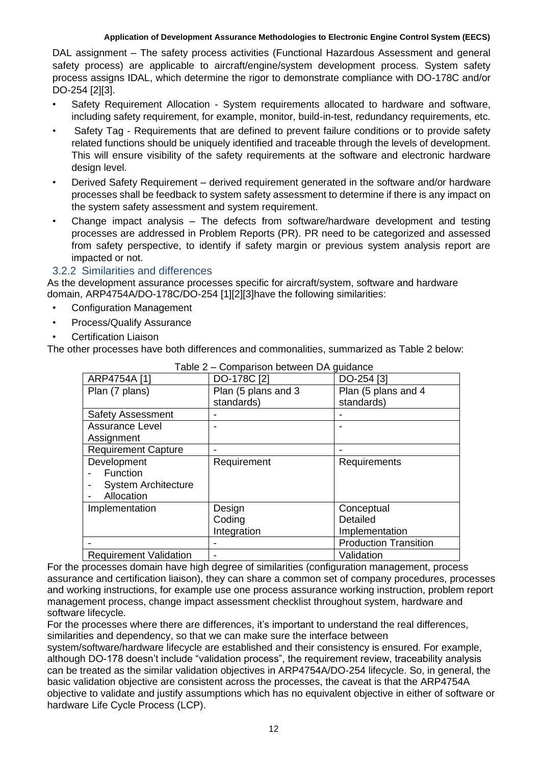DAL assignment – The safety process activities (Functional Hazardous Assessment and general safety process) are applicable to aircraft/engine/system development process. System safety process assigns IDAL, which determine the rigor to demonstrate compliance with DO-178C and/or DO-254 [2][3].

- Safety Requirement Allocation - System requirements allocated to hardware and software, including safety requirement, for example, monitor, build-in-test, redundancy requirements, etc.
- Safety Tag - Requirements that are defined to prevent failure conditions or to provide safety related functions should be uniquely identified and traceable through the levels of development. This will ensure visibility of the safety requirements at the software and electronic hardware design level.
- Derived Safety Requirement – derived requirement generated in the software and/or hardware processes shall be feedback to system safety assessment to determine if there is any impact on the system safety assessment and system requirement.
- Change impact analysis – The defects from software/hardware development and testing processes are addressed in Problem Reports (PR). PR need to be categorized and assessed from safety perspective, to identify if safety margin or previous system analysis report are impacted or not.

### 3.2.2 Similarities and differences

As the development assurance processes specific for aircraft/system, software and hardware domain, ARP4754A/DO-178C/DO-254 [1][2][3]have the following similarities:

- Configuration Management
- Process/Qualify Assurance
- Certification Liaison

The other processes have both differences and commonalities, summarized as Table 2 below:

Table 2 – Comparison between DA guidance

| ARP4754A [1] | DO-178C [2] | DO-254 [3] |
|---|---|---|
| Plan (7 plans) | Plan (5 plans and 3 standards) | Plan (5 plans and 4 standards) |
| Safety Assessment | - | - |
| Assurance Level Assignment | - | - |
| Requirement Capture | - | - |
| Development<br>- Function<br>- System Architecture<br>- Allocation | Requirement | Requirements |
| Implementation | Design<br>Coding<br>Integration | Conceptual<br>Detailed<br>Implementation |
| - | - | Production Transition |
| Requirement Validation | - | Validation |

For the processes domain have high degree of similarities (configuration management, process assurance and certification liaison), they can share a common set of company procedures, processes and working instructions, for example use one process assurance working instruction, problem report management process, change impact assessment checklist throughout system, hardware and software lifecycle.

For the processes where there are differences, it's important to understand the real differences, similarities and dependency, so that we can make sure the interface between system/software/hardware lifecycle are established and their consistency is ensured. For example, although DO-178 doesn't include "validation process", the requirement review, traceability analysis can be treated as the similar validation objectives in ARP4754A/DO-254 lifecycle. So, in general, the basic validation objective are consistent across the processes, the caveat is that the ARP4754A objective to validate and justify assumptions which has no equivalent objective in either of software or hardware Life Cycle Process (LCP).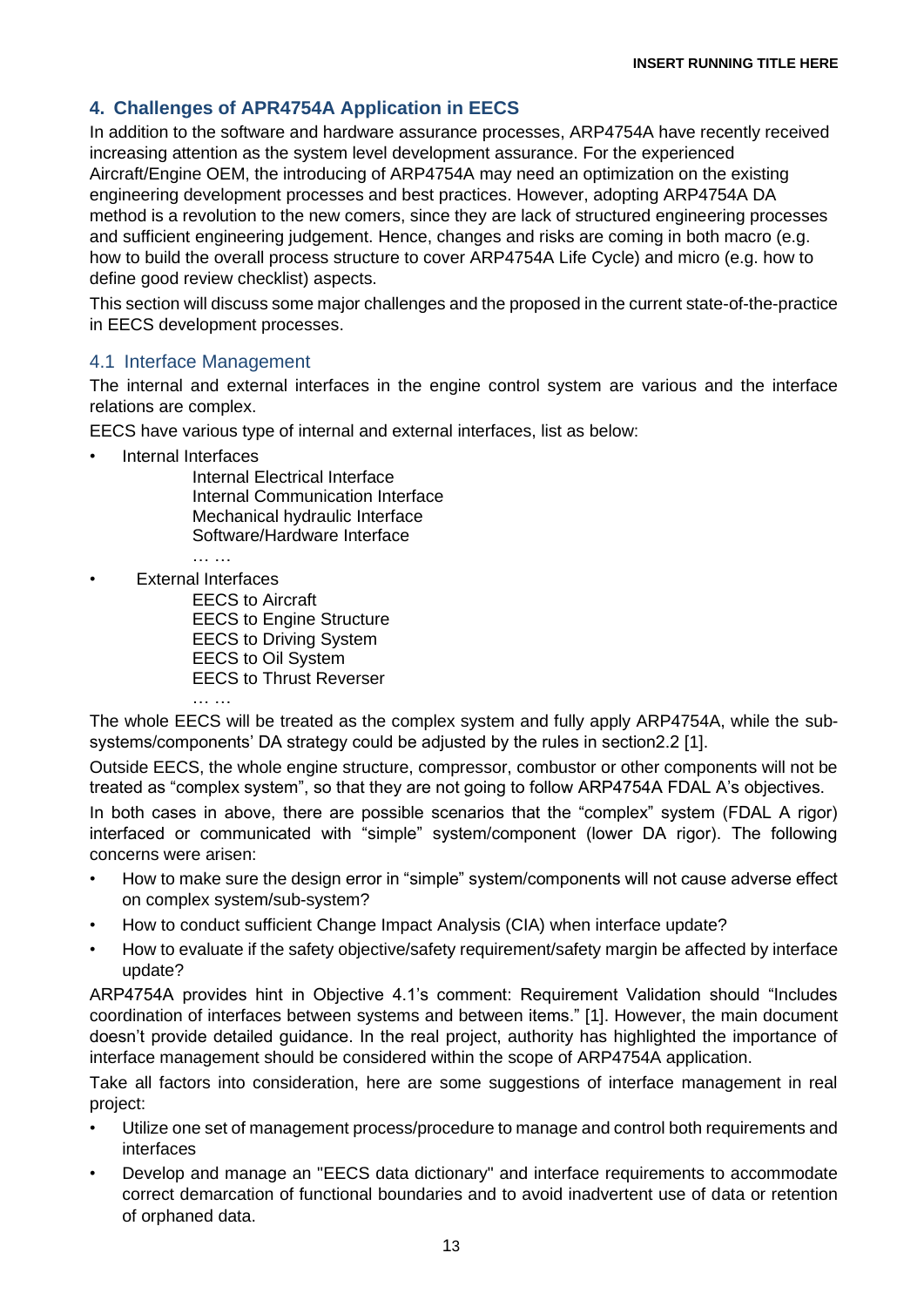## 4. Challenges of APR4754A Application in EECS

In addition to the software and hardware assurance processes, ARP4754A have recently received increasing attention as the system level development assurance. For the experienced Aircraft/Engine OEM, the introducing of ARP4754A may need an optimization on the existing engineering development processes and best practices. However, adopting ARP4754A DA method is a revolution to the new comers, since they are lack of structured engineering processes and sufficient engineering judgement. Hence, changes and risks are coming in both macro (e.g. how to build the overall process structure to cover ARP4754A Life Cycle) and micro (e.g. how to define good review checklist) aspects.

This section will discuss some major challenges and the proposed in the current state-of-the-practice in EECS development processes.

### 4.1 Interface Management

The internal and external interfaces in the engine control system are various and the interface relations are complex.

EECS have various type of internal and external interfaces, list as below:

- Internal Interfaces
  - Internal Electrical Interface
  - Internal Communication Interface
  - Mechanical hydraulic Interface
  - Software/Hardware Interface
  - … …
- External Interfaces
  - EECS to Aircraft
  - EECS to Engine Structure
  - EECS to Driving System
  - EECS to Oil System
  - EECS to Thrust Reverser
  - … …

The whole EECS will be treated as the complex system and fully apply ARP4754A, while the sub-systems/components' DA strategy could be adjusted by the rules in section2.2 [1].

Outside EECS, the whole engine structure, compressor, combustor or other components will not be treated as "complex system", so that they are not going to follow ARP4754A FDAL A's objectives.

In both cases in above, there are possible scenarios that the "complex" system (FDAL A rigor) interfaced or communicated with "simple" system/component (lower DA rigor). The following concerns were arisen:

- How to make sure the design error in "simple" system/components will not cause adverse effect on complex system/sub-system?
- How to conduct sufficient Change Impact Analysis (CIA) when interface update?
- How to evaluate if the safety objective/safety requirement/safety margin be affected by interface update?

ARP4754A provides hint in Objective 4.1's comment: Requirement Validation should "Includes coordination of interfaces between systems and between items." [1]. However, the main document doesn't provide detailed guidance. In the real project, authority has highlighted the importance of interface management should be considered within the scope of ARP4754A application.

Take all factors into consideration, here are some suggestions of interface management in real project:

- Utilize one set of management process/procedure to manage and control both requirements and interfaces
- Develop and manage an "EECS data dictionary" and interface requirements to accommodate correct demarcation of functional boundaries and to avoid inadvertent use of data or retention of orphaned data.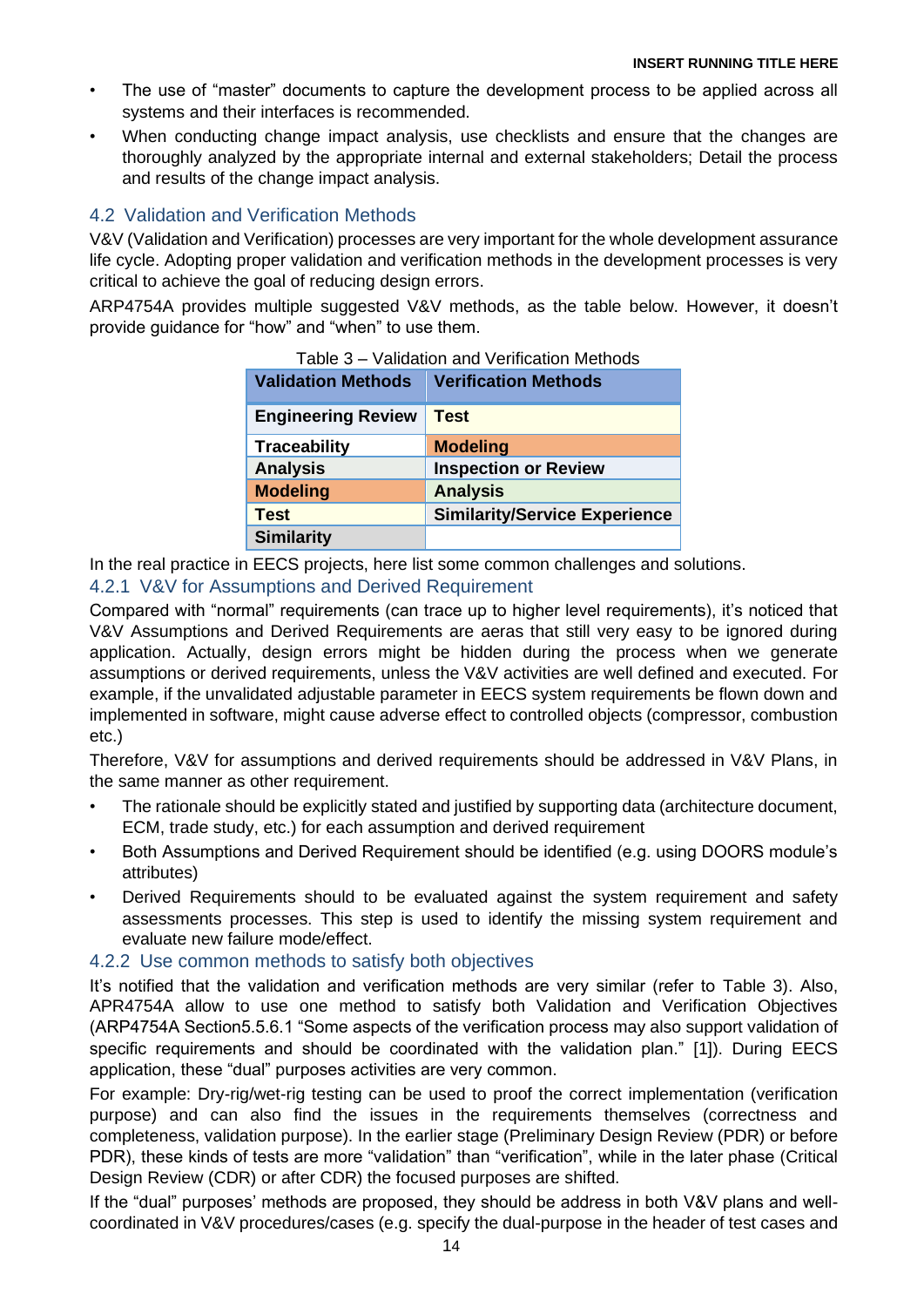- The use of "master" documents to capture the development process to be applied across all systems and their interfaces is recommended.
- When conducting change impact analysis, use checklists and ensure that the changes are thoroughly analyzed by the appropriate internal and external stakeholders; Detail the process and results of the change impact analysis.

## 4.2 Validation and Verification Methods

V&V (Validation and Verification) processes are very important for the whole development assurance life cycle. Adopting proper validation and verification methods in the development processes is very critical to achieve the goal of reducing design errors.

ARP4754A provides multiple suggested V&V methods, as the table below. However, it doesn't provide guidance for "how" and "when" to use them.

Table 3 – Validation and Verification Methods

| **Validation Methods** | **Verification Methods** |
|---|---|
| **Engineering Review** | **Test** |
| **Traceability** | **Modeling** |
| **Analysis** | **Inspection or Review** |
| **Modeling** | **Analysis** |
| **Test** | **Similarity/Service Experience** |
| **Similarity** | |

In the real practice in EECS projects, here list some common challenges and solutions.

### 4.2.1 V&V for Assumptions and Derived Requirement

Compared with "normal" requirements (can trace up to higher level requirements), it's noticed that V&V Assumptions and Derived Requirements are aeras that still very easy to be ignored during application. Actually, design errors might be hidden during the process when we generate assumptions or derived requirements, unless the V&V activities are well defined and executed. For example, if the unvalidated adjustable parameter in EECS system requirements be flown down and implemented in software, might cause adverse effect to controlled objects (compressor, combustion etc.)

Therefore, V&V for assumptions and derived requirements should be addressed in V&V Plans, in the same manner as other requirement.

- The rationale should be explicitly stated and justified by supporting data (architecture document, ECM, trade study, etc.) for each assumption and derived requirement
- Both Assumptions and Derived Requirement should be identified (e.g. using DOORS module's attributes)
- Derived Requirements should to be evaluated against the system requirement and safety assessments processes. This step is used to identify the missing system requirement and evaluate new failure mode/effect.

### 4.2.2 Use common methods to satisfy both objectives

It's notified that the validation and verification methods are very similar (refer to Table 3). Also, APR4754A allow to use one method to satisfy both Validation and Verification Objectives (ARP4754A Section5.5.6.1 "Some aspects of the verification process may also support validation of specific requirements and should be coordinated with the validation plan." [1]). During EECS application, these "dual" purposes activities are very common.

For example: Dry-rig/wet-rig testing can be used to proof the correct implementation (verification purpose) and can also find the issues in the requirements themselves (correctness and completeness, validation purpose). In the earlier stage (Preliminary Design Review (PDR) or before PDR), these kinds of tests are more "validation" than "verification", while in the later phase (Critical Design Review (CDR) or after CDR) the focused purposes are shifted.

If the "dual" purposes' methods are proposed, they should be address in both V&V plans and well-coordinated in V&V procedures/cases (e.g. specify the dual-purpose in the header of test cases and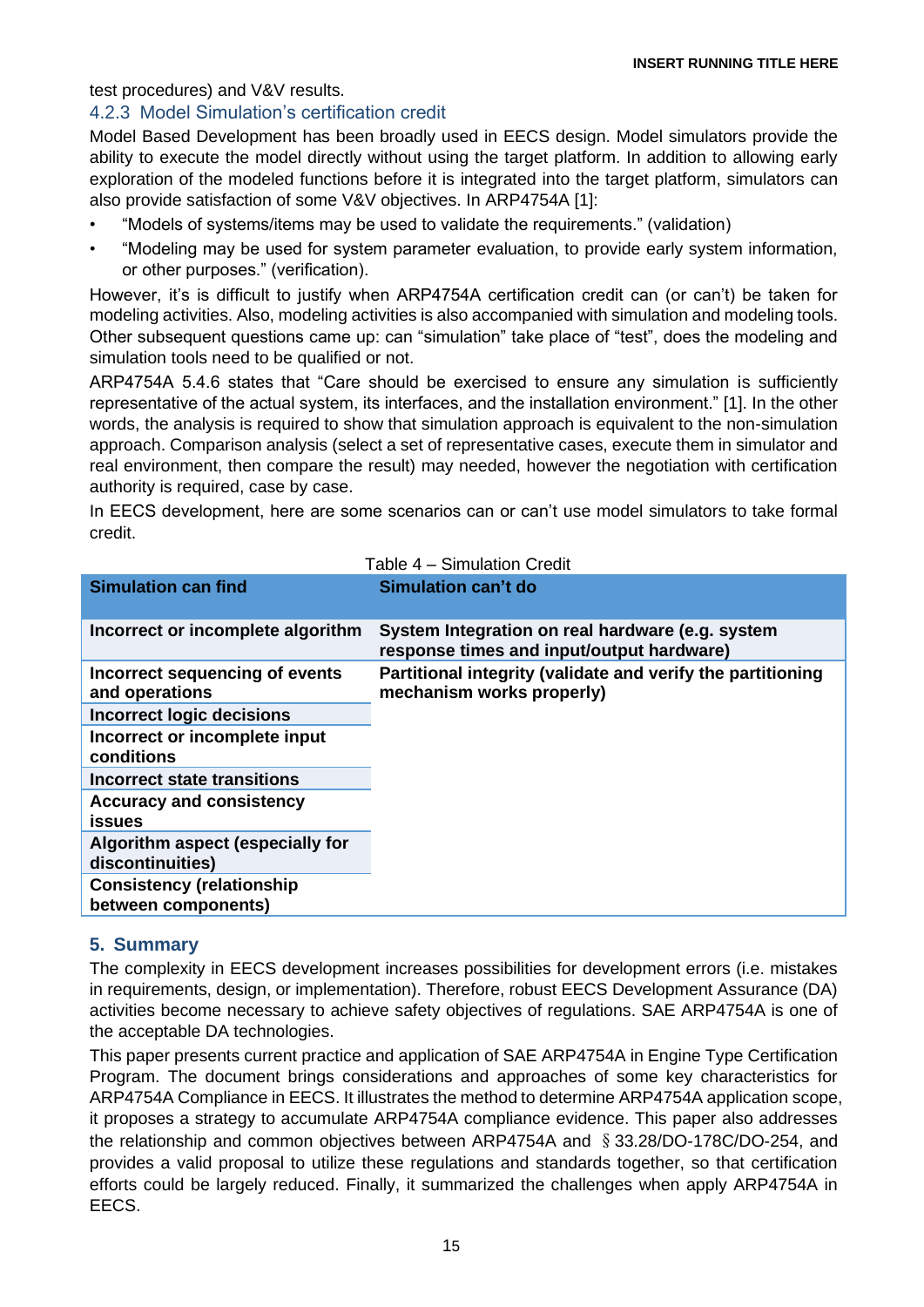test procedures) and V&V results.

### 4.2.3 Model Simulation's certification credit

Model Based Development has been broadly used in EECS design. Model simulators provide the ability to execute the model directly without using the target platform. In addition to allowing early exploration of the modeled functions before it is integrated into the target platform, simulators can also provide satisfaction of some V&V objectives. In ARP4754A [1]:

- "Models of systems/items may be used to validate the requirements." (validation)
- "Modeling may be used for system parameter evaluation, to provide early system information, or other purposes." (verification).

However, it's is difficult to justify when ARP4754A certification credit can (or can't) be taken for modeling activities. Also, modeling activities is also accompanied with simulation and modeling tools. Other subsequent questions came up: can "simulation" take place of "test", does the modeling and simulation tools need to be qualified or not.

ARP4754A 5.4.6 states that "Care should be exercised to ensure any simulation is sufficiently representative of the actual system, its interfaces, and the installation environment." [1]. In the other words, the analysis is required to show that simulation approach is equivalent to the non-simulation approach. Comparison analysis (select a set of representative cases, execute them in simulator and real environment, then compare the result) may needed, however the negotiation with certification authority is required, case by case.

In EECS development, here are some scenarios can or can't use model simulators to take formal credit.

Table 4 – Simulation Credit

| Simulation can find | Simulation can't do |
|---|---|
| **Incorrect or incomplete algorithm** | **System Integration on real hardware (e.g. system response times and input/output hardware)** |
| **Incorrect sequencing of events and operations** | **Partitional integrity (validate and verify the partitioning mechanism works properly)** |
| **Incorrect logic decisions** | |
| **Incorrect or incomplete input conditions** | |
| **Incorrect state transitions** | |
| **Accuracy and consistency issues** | |
| **Algorithm aspect (especially for discontinuities)** | |
| **Consistency (relationship between components)** | |

## 5. Summary

The complexity in EECS development increases possibilities for development errors (i.e. mistakes in requirements, design, or implementation). Therefore, robust EECS Development Assurance (DA) activities become necessary to achieve safety objectives of regulations. SAE ARP4754A is one of the acceptable DA technologies.

This paper presents current practice and application of SAE ARP4754A in Engine Type Certification Program. The document brings considerations and approaches of some key characteristics for ARP4754A Compliance in EECS. It illustrates the method to determine ARP4754A application scope, it proposes a strategy to accumulate ARP4754A compliance evidence. This paper also addresses the relationship and common objectives between ARP4754A and §33.28/DO-178C/DO-254, and provides a valid proposal to utilize these regulations and standards together, so that certification efforts could be largely reduced. Finally, it summarized the challenges when apply ARP4754A in EECS.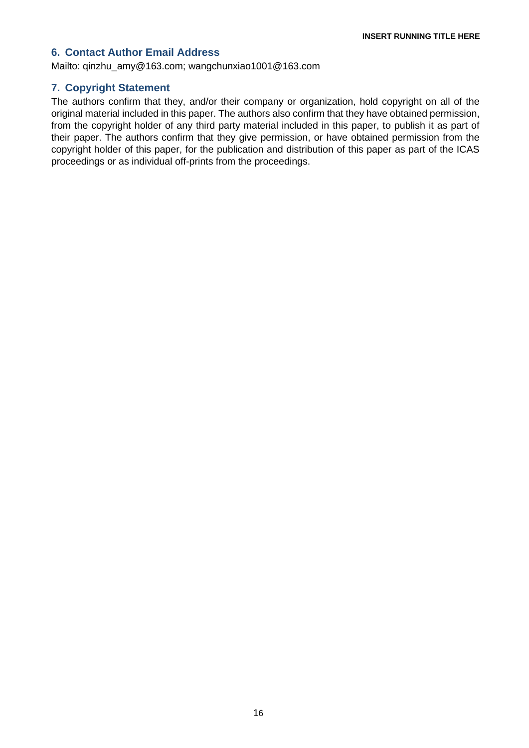## 6. Contact Author Email Address

Mailto: qinzhu_amy@163.com; wangchunxiao1001@163.com

## 7. Copyright Statement

The authors confirm that they, and/or their company or organization, hold copyright on all of the original material included in this paper. The authors also confirm that they have obtained permission, from the copyright holder of any third party material included in this paper, to publish it as part of their paper. The authors confirm that they give permission, or have obtained permission from the copyright holder of this paper, for the publication and distribution of this paper as part of the ICAS proceedings or as individual off-prints from the proceedings.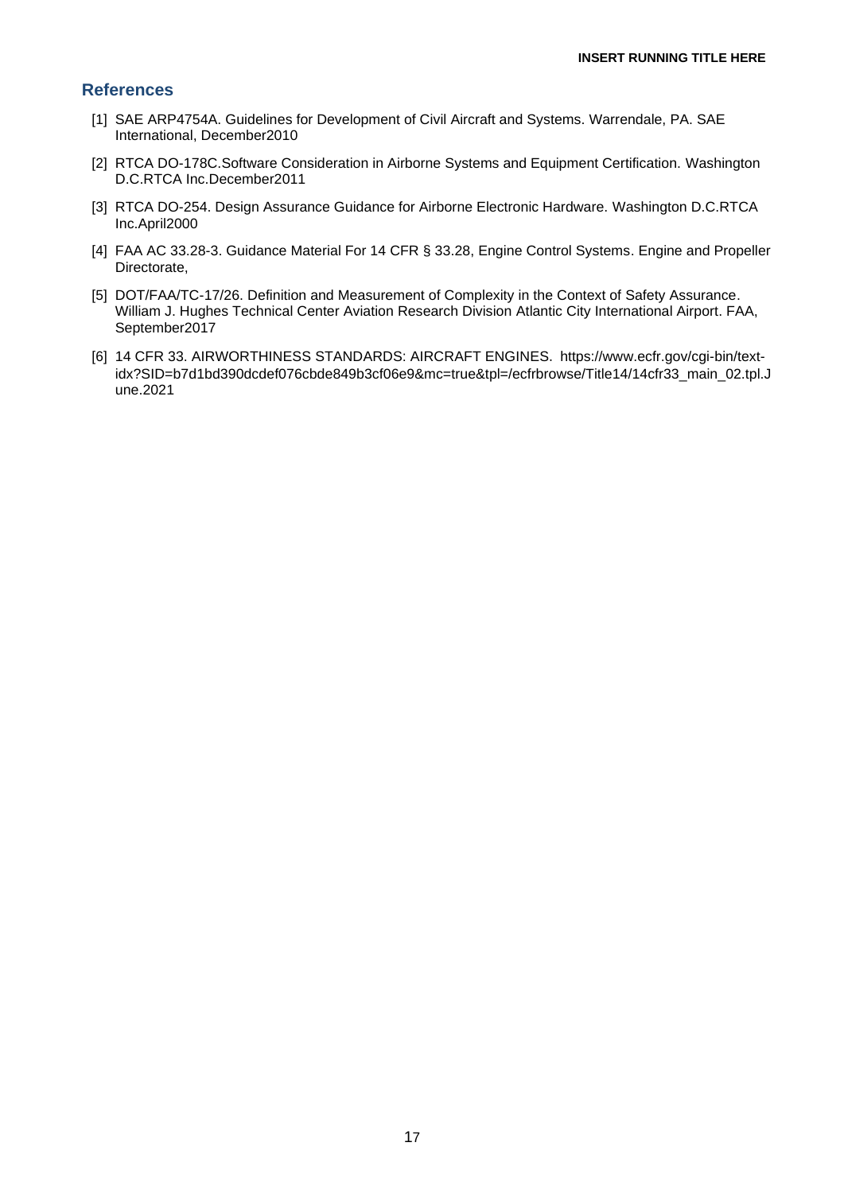## References

[1] SAE ARP4754A. Guidelines for Development of Civil Aircraft and Systems. Warrendale, PA. SAE International, December2010

[2] RTCA DO-178C.Software Consideration in Airborne Systems and Equipment Certification. Washington D.C.RTCA Inc.December2011

[3] RTCA DO-254. Design Assurance Guidance for Airborne Electronic Hardware. Washington D.C.RTCA Inc.April2000

[4] FAA AC 33.28-3. Guidance Material For 14 CFR § 33.28, Engine Control Systems. Engine and Propeller Directorate,

[5] DOT/FAA/TC-17/26. Definition and Measurement of Complexity in the Context of Safety Assurance. William J. Hughes Technical Center Aviation Research Division Atlantic City International Airport. FAA, September2017

[6] 14 CFR 33. AIRWORTHINESS STANDARDS: AIRCRAFT ENGINES. https://www.ecfr.gov/cgi-bin/text-idx?SID=b7d1bd390dcdef076cbde849b3cf06e9&mc=true&tpl=/ecfrbrowse/Title14/14cfr33_main_02.tpl.June.2021